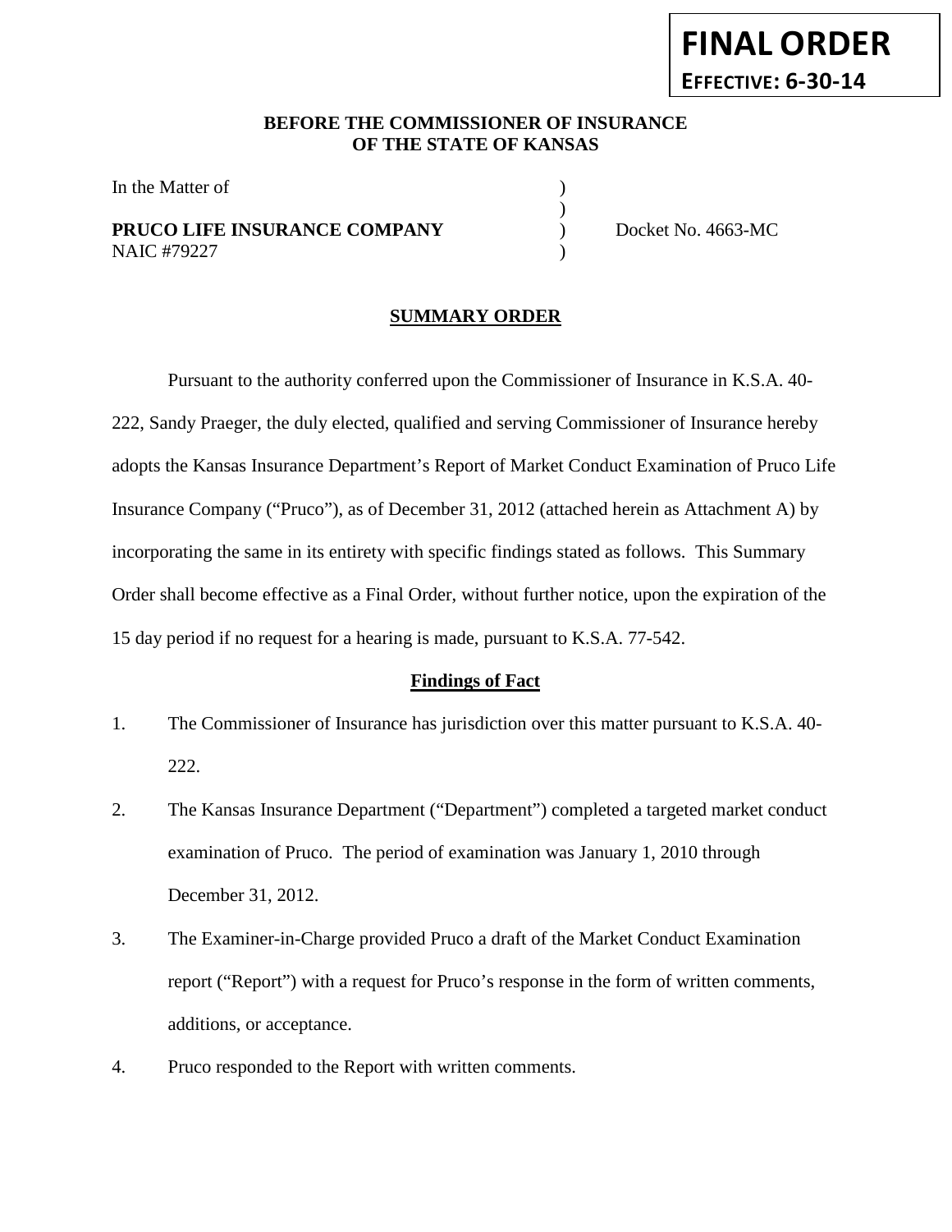**FINAL ORDER**

**EFFECTIVE: 6-30-14**

**BEFORE THE COMMISSIONER OF INSURANCE OF THE STATE OF KANSAS**

In the Matter of )
)
**PRUCO LIFE INSURANCE COMPANY** ) Docket No. 4663-MC
NAIC #79227 )

**SUMMARY ORDER**

Pursuant to the authority conferred upon the Commissioner of Insurance in K.S.A. 40-222, Sandy Praeger, the duly elected, qualified and serving Commissioner of Insurance hereby adopts the Kansas Insurance Department's Report of Market Conduct Examination of Pruco Life Insurance Company ("Pruco"), as of December 31, 2012 (attached herein as Attachment A) by incorporating the same in its entirety with specific findings stated as follows. This Summary Order shall become effective as a Final Order, without further notice, upon the expiration of the 15 day period if no request for a hearing is made, pursuant to K.S.A. 77-542.

**Findings of Fact**

1. The Commissioner of Insurance has jurisdiction over this matter pursuant to K.S.A. 40-222.
2. The Kansas Insurance Department ("Department") completed a targeted market conduct examination of Pruco. The period of examination was January 1, 2010 through December 31, 2012.
3. The Examiner-in-Charge provided Pruco a draft of the Market Conduct Examination report ("Report") with a request for Pruco's response in the form of written comments, additions, or acceptance.
4. Pruco responded to the Report with written comments.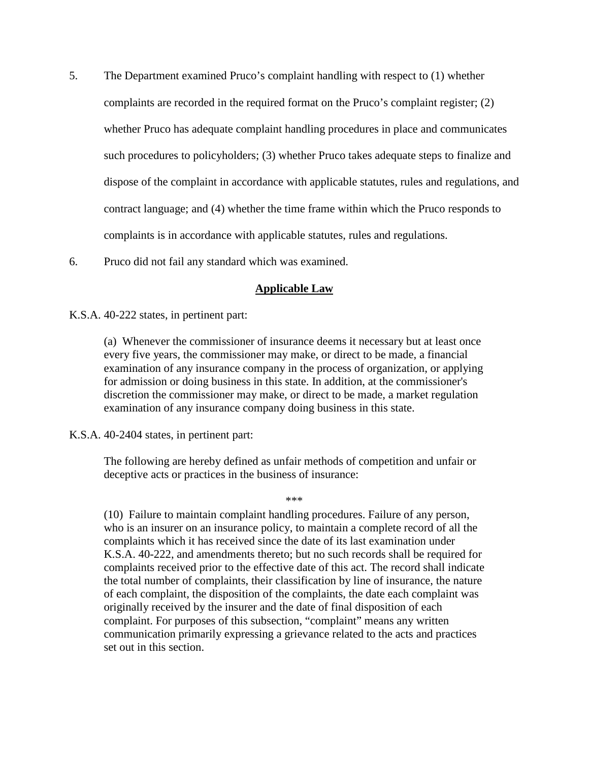5. The Department examined Pruco's complaint handling with respect to (1) whether complaints are recorded in the required format on the Pruco's complaint register; (2) whether Pruco has adequate complaint handling procedures in place and communicates such procedures to policyholders; (3) whether Pruco takes adequate steps to finalize and dispose of the complaint in accordance with applicable statutes, rules and regulations, and contract language; and (4) whether the time frame within which the Pruco responds to complaints is in accordance with applicable statutes, rules and regulations.

6. Pruco did not fail any standard which was examined.

## **Applicable Law**

K.S.A. 40-222 states, in pertinent part:

> (a) Whenever the commissioner of insurance deems it necessary but at least once every five years, the commissioner may make, or direct to be made, a financial examination of any insurance company in the process of organization, or applying for admission or doing business in this state. In addition, at the commissioner's discretion the commissioner may make, or direct to be made, a market regulation examination of any insurance company doing business in this state.

K.S.A. 40-2404 states, in pertinent part:

> The following are hereby defined as unfair methods of competition and unfair or deceptive acts or practices in the business of insurance:
>
> ***
>
> (10) Failure to maintain complaint handling procedures. Failure of any person, who is an insurer on an insurance policy, to maintain a complete record of all the complaints which it has received since the date of its last examination under K.S.A. 40-222, and amendments thereto; but no such records shall be required for complaints received prior to the effective date of this act. The record shall indicate the total number of complaints, their classification by line of insurance, the nature of each complaint, the disposition of the complaints, the date each complaint was originally received by the insurer and the date of final disposition of each complaint. For purposes of this subsection, "complaint" means any written communication primarily expressing a grievance related to the acts and practices set out in this section.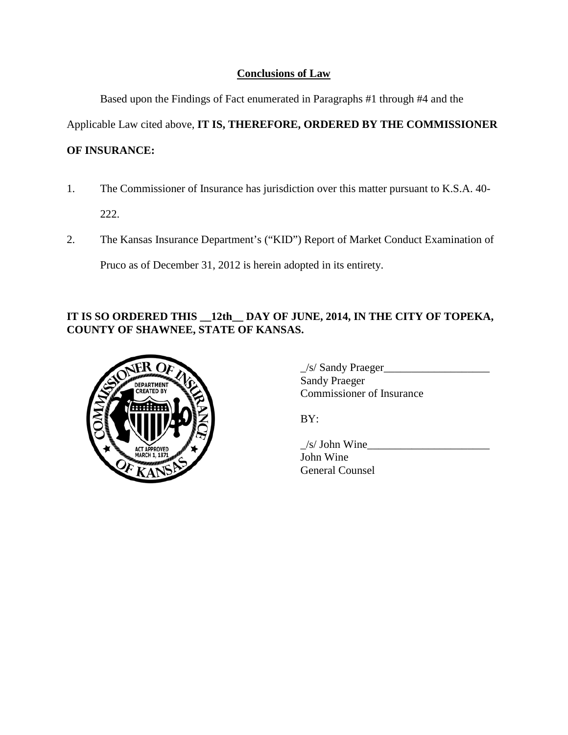## Conclusions of Law

Based upon the Findings of Fact enumerated in Paragraphs #1 through #4 and the Applicable Law cited above, **IT IS, THEREFORE, ORDERED BY THE COMMISSIONER OF INSURANCE:**

1. The Commissioner of Insurance has jurisdiction over this matter pursuant to K.S.A. 40-222.
2. The Kansas Insurance Department's ("KID") Report of Market Conduct Examination of Pruco as of December 31, 2012 is herein adopted in its entirety.

**IT IS SO ORDERED THIS __12th__ DAY OF JUNE, 2014, IN THE CITY OF TOPEKA, COUNTY OF SHAWNEE, STATE OF KANSAS.**

_/s/ Sandy Praeger___________________
Sandy Praeger
Commissioner of Insurance

BY:

_/s/ John Wine______________________
John Wine
General Counsel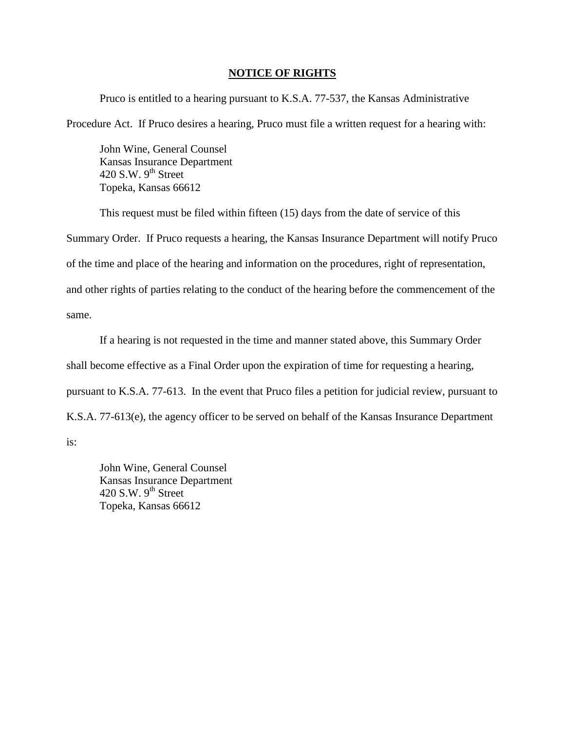## NOTICE OF RIGHTS

Pruco is entitled to a hearing pursuant to K.S.A. 77-537, the Kansas Administrative Procedure Act. If Pruco desires a hearing, Pruco must file a written request for a hearing with:

John Wine, General Counsel
Kansas Insurance Department
420 S.W. 9th Street
Topeka, Kansas 66612

This request must be filed within fifteen (15) days from the date of service of this Summary Order. If Pruco requests a hearing, the Kansas Insurance Department will notify Pruco of the time and place of the hearing and information on the procedures, right of representation, and other rights of parties relating to the conduct of the hearing before the commencement of the same.

If a hearing is not requested in the time and manner stated above, this Summary Order shall become effective as a Final Order upon the expiration of time for requesting a hearing, pursuant to K.S.A. 77-613. In the event that Pruco files a petition for judicial review, pursuant to K.S.A. 77-613(e), the agency officer to be served on behalf of the Kansas Insurance Department is:

John Wine, General Counsel
Kansas Insurance Department
420 S.W. 9th Street
Topeka, Kansas 66612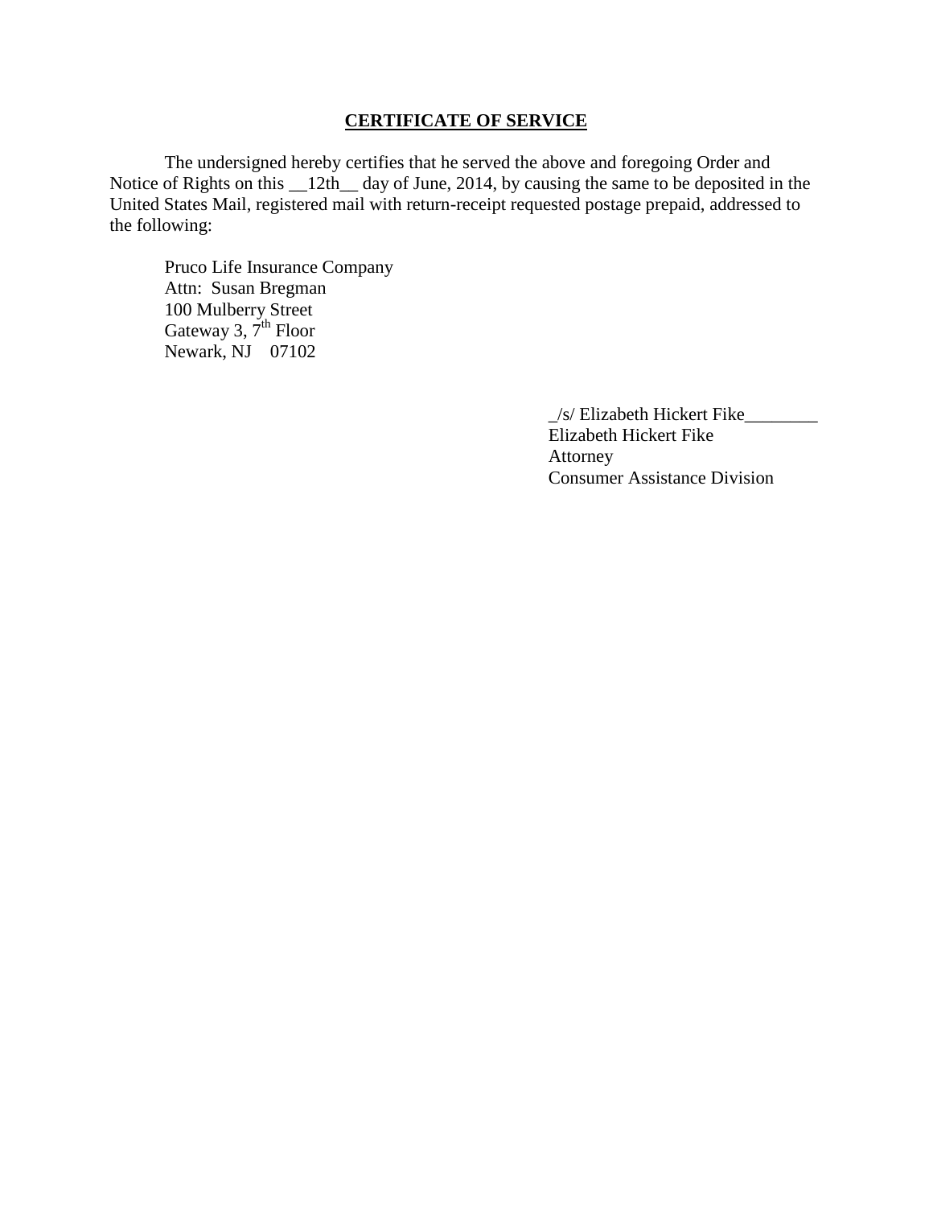**CERTIFICATE OF SERVICE**

The undersigned hereby certifies that he served the above and foregoing Order and Notice of Rights on this __12th__ day of June, 2014, by causing the same to be deposited in the United States Mail, registered mail with return-receipt requested postage prepaid, addressed to the following:

Pruco Life Insurance Company
Attn: Susan Bregman
100 Mulberry Street
Gateway 3, 7th Floor
Newark, NJ 07102

_/s/ Elizabeth Hickert Fike________
Elizabeth Hickert Fike
Attorney
Consumer Assistance Division